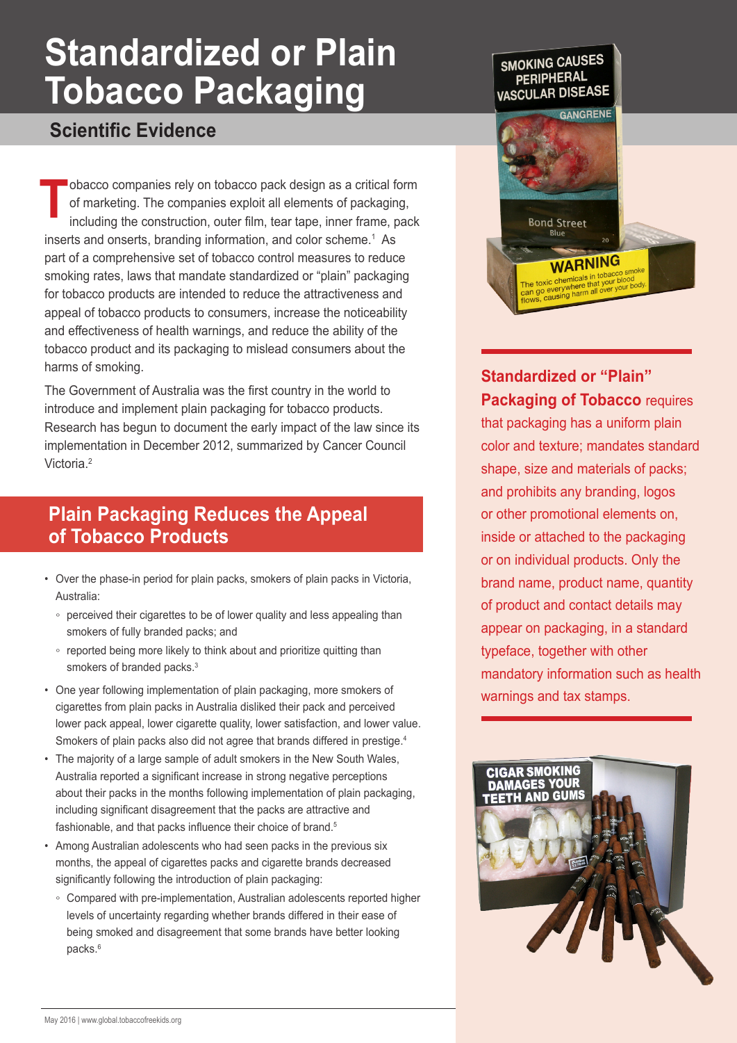# Standardized or Plain Tobacco Packaging

## Scientific Evidence

Tobacco companies rely on tobacco pack design as a critical form of marketing. The companies exploit all elements of packaging, including the construction, outer film, tear tape, inner frame, pack inserts and onserts, branding information, and color scheme.[1] As part of a comprehensive set of tobacco control measures to reduce smoking rates, laws that mandate standardized or "plain" packaging for tobacco products are intended to reduce the attractiveness and appeal of tobacco products to consumers, increase the noticeability and effectiveness of health warnings, and reduce the ability of the tobacco product and its packaging to mislead consumers about the harms of smoking.

The Government of Australia was the first country in the world to introduce and implement plain packaging for tobacco products. Research has begun to document the early impact of the law since its implementation in December 2012, summarized by Cancer Council Victoria.[2]

**Standardized or "Plain" Packaging of Tobacco** requires that packaging has a uniform plain color and texture; mandates standard shape, size and materials of packs; and prohibits any branding, logos or other promotional elements on, inside or attached to the packaging or on individual products. Only the brand name, product name, quantity of product and contact details may appear on packaging, in a standard typeface, together with other mandatory information such as health warnings and tax stamps.

## Plain Packaging Reduces the Appeal of Tobacco Products

- Over the phase-in period for plain packs, smokers of plain packs in Victoria, Australia:
  - perceived their cigarettes to be of lower quality and less appealing than smokers of fully branded packs; and
  - reported being more likely to think about and prioritize quitting than smokers of branded packs.[3]
- One year following implementation of plain packaging, more smokers of cigarettes from plain packs in Australia disliked their pack and perceived lower pack appeal, lower cigarette quality, lower satisfaction, and lower value. Smokers of plain packs also did not agree that brands differed in prestige.[4]
- The majority of a large sample of adult smokers in the New South Wales, Australia reported a significant increase in strong negative perceptions about their packs in the months following implementation of plain packaging, including significant disagreement that the packs are attractive and fashionable, and that packs influence their choice of brand.[5]
- Among Australian adolescents who had seen packs in the previous six months, the appeal of cigarettes packs and cigarette brands decreased significantly following the introduction of plain packaging:
  - Compared with pre-implementation, Australian adolescents reported higher levels of uncertainty regarding whether brands differed in their ease of being smoked and disagreement that some brands have better looking packs.[6]

May 2016 | www.global.tobaccofreekids.org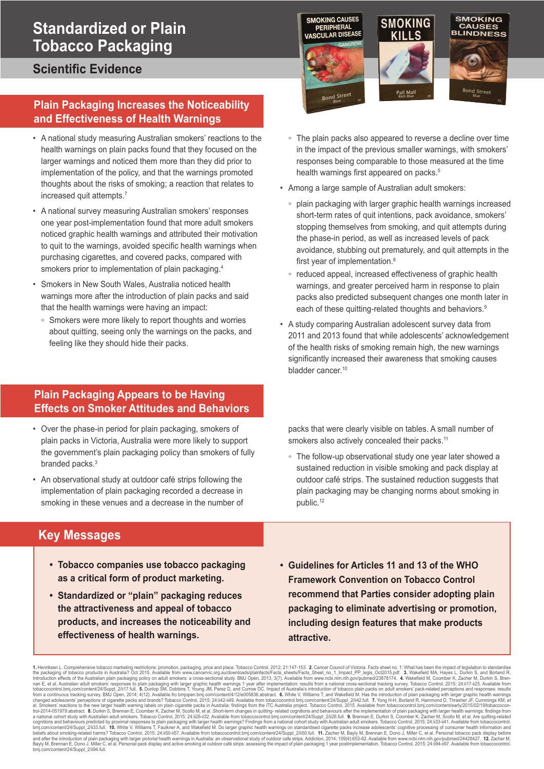# Standardized or Plain Tobacco Packaging

## Scientific Evidence

SMOKING CAUSES PERIPHERAL VASCULAR DISEASE
GANGRENE
Bond Street Blue 20

SMOKING KILLS
Pall Mall Rich Blue 20

SMOKING CAUSES BLINDNESS
Bond Street Blue 20

## Plain Packaging Increases the Noticeability and Effectiveness of Health Warnings

- A national study measuring Australian smokers' reactions to the health warnings on plain packs found that they focused on the larger warnings and noticed them more than they did prior to implementation of the policy, and that the warnings promoted thoughts about the risks of smoking; a reaction that relates to increased quit attempts.[7]
- A national survey measuring Australian smokers' responses one year post-implementation found that more adult smokers noticed graphic health warnings and attributed their motivation to quit to the warnings, avoided specific health warnings when purchasing cigarettes, and covered packs, compared with smokers prior to implementation of plain packaging.[4]
- Smokers in New South Wales, Australia noticed health warnings more after the introduction of plain packs and said that the health warnings were having an impact:
  - Smokers were more likely to report thoughts and worries about quitting, seeing only the warnings on the packs, and feeling like they should hide their packs.
  - The plain packs also appeared to reverse a decline over time in the impact of the previous smaller warnings, with smokers' responses being comparable to those measured at the time health warnings first appeared on packs.[5]
- Among a large sample of Australian adult smokers:
  - plain packaging with larger graphic health warnings increased short-term rates of quit intentions, pack avoidance, smokers' stopping themselves from smoking, and quit attempts during the phase-in period, as well as increased levels of pack avoidance, stubbing out prematurely, and quit attempts in the first year of implementation.[8]
  - reduced appeal, increased effectiveness of graphic health warnings, and greater perceived harm in response to plain packs also predicted subsequent changes one month later in each of these quitting-related thoughts and behaviors.[9]
- A study comparing Australian adolescent survey data from 2011 and 2013 found that while adolescents' acknowledgement of the health risks of smoking remain high, the new warnings significantly increased their awareness that smoking causes bladder cancer.[10]

## Plain Packaging Appears to be Having Effects on Smoker Attitudes and Behaviors

- Over the phase-in period for plain packaging, smokers of plain packs in Victoria, Australia were more likely to support the government's plain packaging policy than smokers of fully branded packs.[3]
- An observational study at outdoor café strips following the implementation of plain packaging recorded a decrease in smoking in these venues and a decrease in the number of packs that were clearly visible on tables. A small number of smokers also actively concealed their packs.[11]
  - The follow-up observational study one year later showed a sustained reduction in visible smoking and pack display at outdoor café strips. The sustained reduction suggests that plain packaging may be changing norms about smoking in public.[12]

## Key Messages

- **Tobacco companies use tobacco packaging as a critical form of product marketing.**
- **Standardized or "plain" packaging reduces the attractiveness and appeal of tobacco products, and increases the noticeability and effectiveness of health warnings.**
- **Guidelines for Articles 11 and 13 of the WHO Framework Convention on Tobacco Control recommend that Parties consider adopting plain packaging to eliminate advertising or promotion, including design features that make products attractive.**

**1.** Henriksen L. Comprehensive tobacco marketing restrictions: promotion, packaging, price and place. Tobacco Control. 2012; 21:147-153. **2.** Cancer Council of Victoria. Facts sheet no. 1: What has been the impact of legislation to standardise the packaging of tobacco products in Australia? Oct 2015. Available from www.cancervic.org.au/downloads/plainfacts/Facts_sheets/Facts_Sheet_no_1_Impact_PP_legis_Oct2015.pdf. **3.** Wakefield MA, Hayes L, Durkin S, and Borland R. Introduction effects of the Australian plain packaging policy on adult smokers: a cross-sectional study. BMJ Open, 2013; 3(7). Available from www.ncbi.nlm.nih.gov/pubmed/23878174. **4.** Wakefield M, Coomber K, Zacher M, Durkin S, Brennan E, et al. Australian adult smokers' responses to plain packaging with larger graphic health warnings 1 year after implementation: results from a national cross-sectional tracking survey. Tobacco Control, 2015; 24:ii17-ii25. Available from tobaccocontrol.bmj.com/content/24/Suppl_2/ii17.full. **5.** Dunlop SM, Dobbins T, Young JM, Perez D, and Currow DC. Impact of Australia's introduction of tobacco plain packs on adult smokers' pack-related perceptions and responses: results from a continuous tracking survey. BMJ Open, 2014; 4(12). Available fro bmjopen.bmj.com/content/4/12/e005836.abstract. **6.** White V, Williams T, and Wakefield M. Has the introduction of plain packaging with larger graphic health warnings changed adolescents' perceptions of cigarette packs and brands? Tobacco Control, 2015; 24:ii42-ii49. Available from tobaccocontrol.bmj.com/content/24/Suppl_2/ii42.full. **7.** Yong H-H, Borland R, Hammond D, Thrasher JF, Cummings KM, et al. Smokers' reactions to the new larger health warning labels on plain cigarette packs in Australia: findings from the ITC Australia project. Tobacco Control, 2015. Available from tobaccocontrol.bmj.com/content/early/2015/02/19/tobaccocontrol-2014-051979.abstract. **8.** Durkin S, Brennan E, Coomber K, Zacher M, Scollo M, et al. Short-term changes in quitting- related cognitions and behaviours after the implementation of plain packaging with larger health warnings: findings from a national cohort study with Australian adult smokers. Tobacco Control, 2015; 24:ii26-ii32. Available from tobaccocontrol.bmj.com/content/24/Suppl_2/ii26.full. **9.** Brennan E, Durkin S, Coomber K, Zacher M, Scollo M, et al. Are quitting-related cognitions and behaviours predicted by proximal responses to plain packaging with larger health warnings? Findings from a national cohort study with Australian adult smokers. Tobacco Control, 2015; 24:ii33-ii41. Available from tobaccocontrol.bmj.com/content/24/Suppl_2/ii33.full. **10.** White V, Williams T, Faulkner A, and Wakefield M. Do larger graphic health warnings on standardised cigarette packs increase adolescents' cognitive processing of consumer health information and beliefs about smoking-related harms? Tobacco Control, 2015; 24:ii50-ii57. Available from tobaccocontrol.bmj.com/content/24/Suppl_2/ii50.full. **11.** Zacher M, Bayly M, Brennan E, Dono J, Miller C, et al. Personal tobacco pack display before and after the introduction of plain packaging with larger pictorial health warnings in Australia: an observational study of outdoor café strips. Addiction, 2014; 109(4):653-62. Available from www.ncbi.nlm.nih.gov/pubmed/24428427. **12.** Zacher M, Bayly M, Brennan E, Dono J, Miller C, et al. Personal pack display and active smoking at outdoor café strips: assessing the impact of plain packaging 1 year postimplementation. Tobacco Control, 2015; 24:ii94-ii97. Available from tobaccocontrol.bmj.com/content/24/Suppl_2/ii94.full.